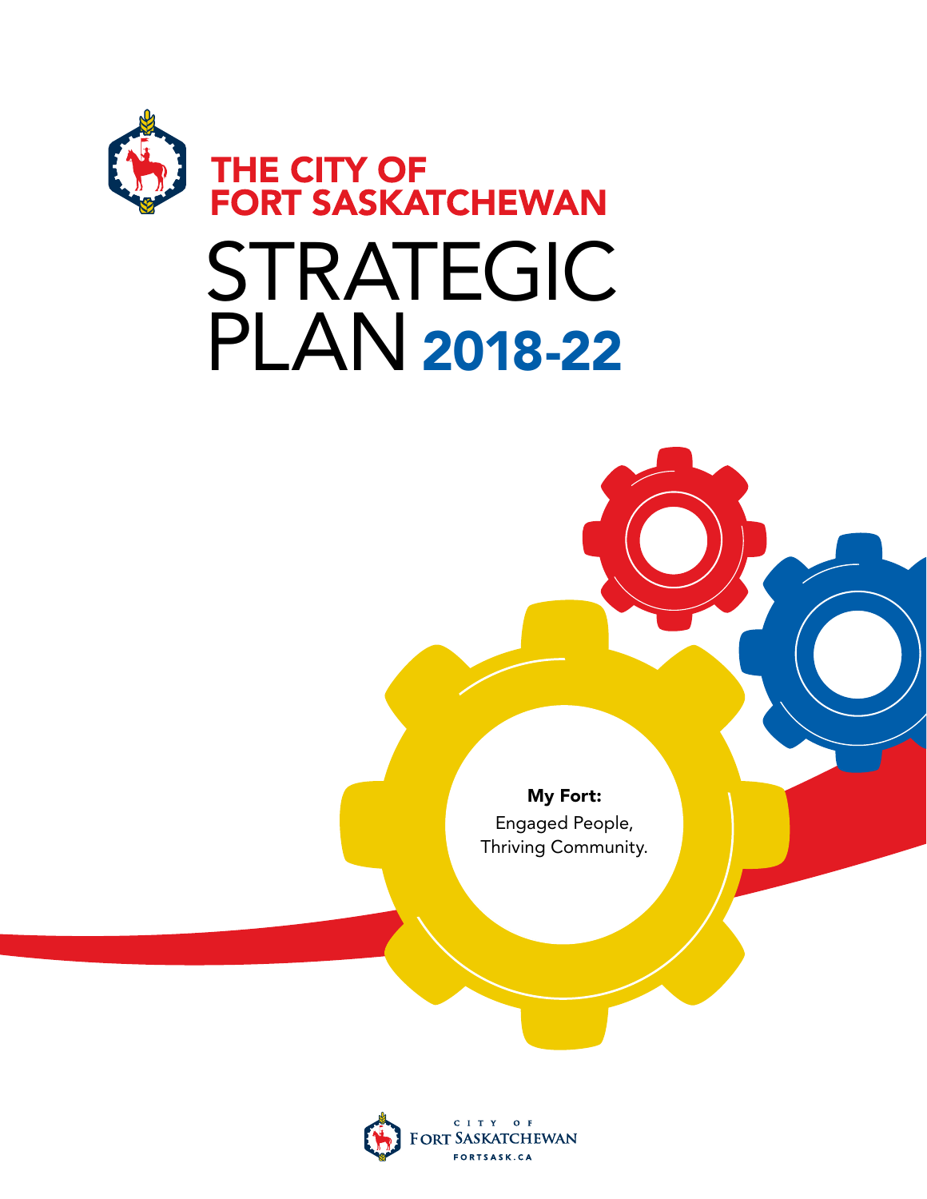# THE CITY OF FORT SASKATCHEWAN

# STRATEGIC PLAN 2018-22

**My Fort:**
Engaged People,
Thriving Community.

CITY OF FORT SASKATCHEWAN
FORTSASK.CA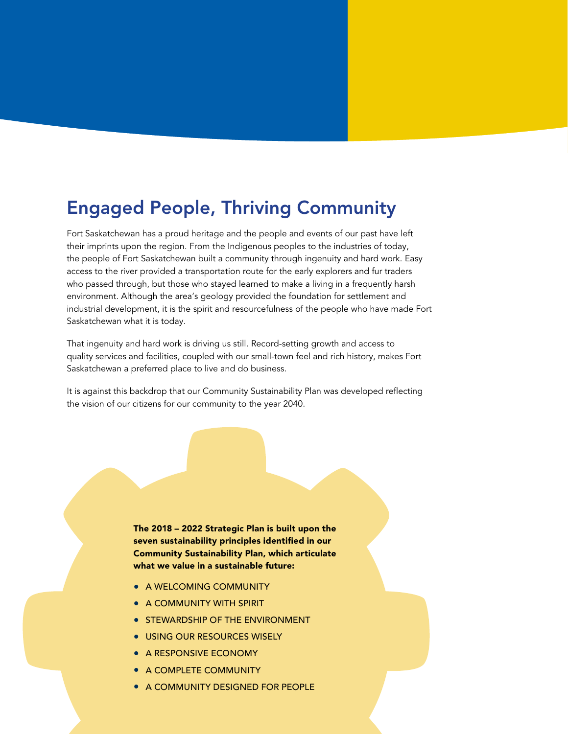# Engaged People, Thriving Community

Fort Saskatchewan has a proud heritage and the people and events of our past have left their imprints upon the region. From the Indigenous peoples to the industries of today, the people of Fort Saskatchewan built a community through ingenuity and hard work. Easy access to the river provided a transportation route for the early explorers and fur traders who passed through, but those who stayed learned to make a living in a frequently harsh environment. Although the area's geology provided the foundation for settlement and industrial development, it is the spirit and resourcefulness of the people who have made Fort Saskatchewan what it is today.

That ingenuity and hard work is driving us still. Record-setting growth and access to quality services and facilities, coupled with our small-town feel and rich history, makes Fort Saskatchewan a preferred place to live and do business.

It is against this backdrop that our Community Sustainability Plan was developed reflecting the vision of our citizens for our community to the year 2040.

**The 2018 – 2022 Strategic Plan is built upon the seven sustainability principles identified in our Community Sustainability Plan, which articulate what we value in a sustainable future:**

- A WELCOMING COMMUNITY
- A COMMUNITY WITH SPIRIT
- STEWARDSHIP OF THE ENVIRONMENT
- USING OUR RESOURCES WISELY
- A RESPONSIVE ECONOMY
- A COMPLETE COMMUNITY
- A COMMUNITY DESIGNED FOR PEOPLE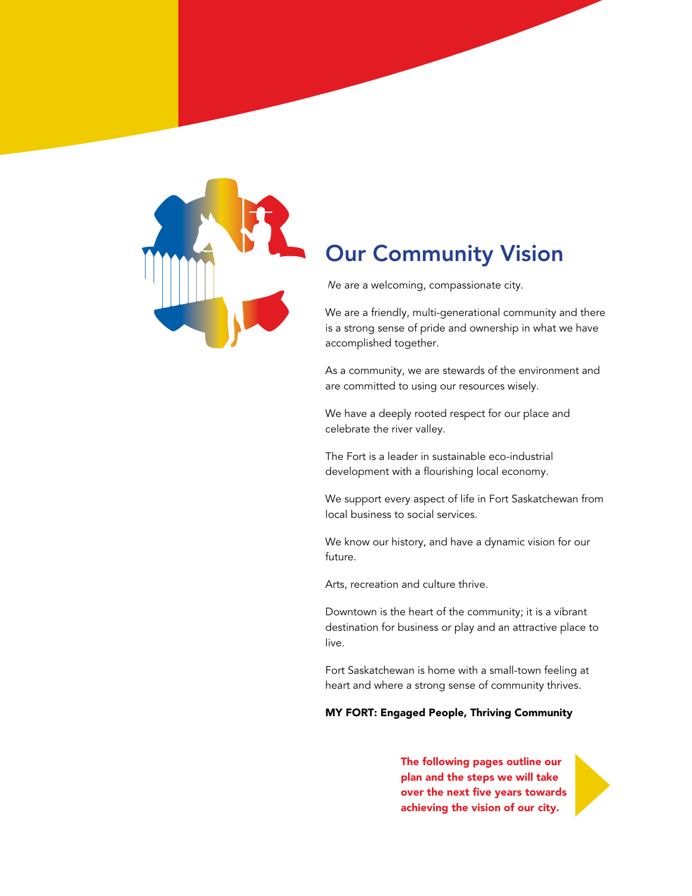# Our Community Vision

We are a welcoming, compassionate city.

We are a friendly, multi-generational community and there is a strong sense of pride and ownership in what we have accomplished together.

As a community, we are stewards of the environment and are committed to using our resources wisely.

We have a deeply rooted respect for our place and celebrate the river valley.

The Fort is a leader in sustainable eco-industrial development with a flourishing local economy.

We support every aspect of life in Fort Saskatchewan from local business to social services.

We know our history, and have a dynamic vision for our future.

Arts, recreation and culture thrive.

Downtown is the heart of the community; it is a vibrant destination for business or play and an attractive place to live.

Fort Saskatchewan is home with a small-town feeling at heart and where a strong sense of community thrives.

**MY FORT: Engaged People, Thriving Community**

**The following pages outline our plan and the steps we will take over the next five years towards achieving the vision of our city.**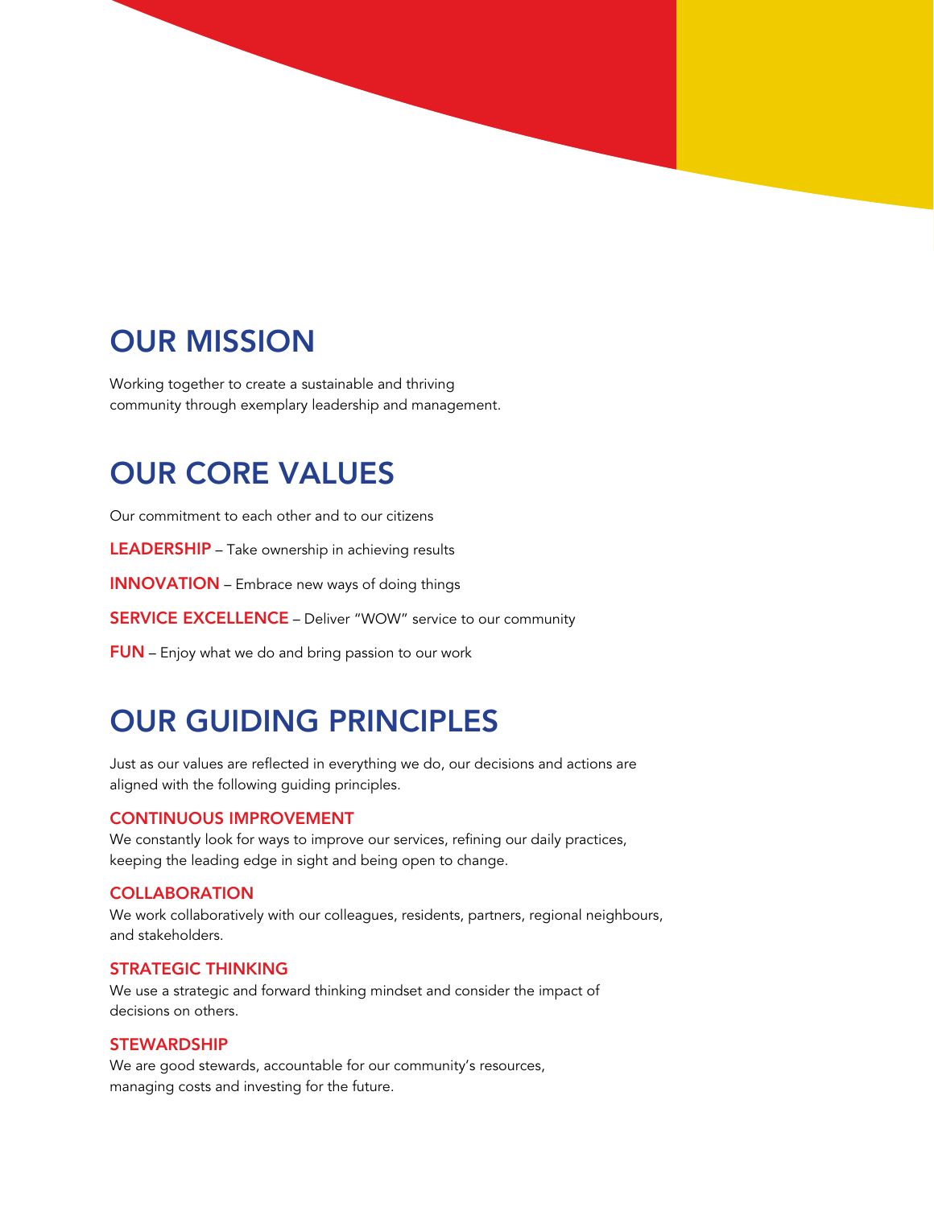## OUR MISSION

Working together to create a sustainable and thriving community through exemplary leadership and management.

## OUR CORE VALUES

Our commitment to each other and to our citizens

**LEADERSHIP** – Take ownership in achieving results

**INNOVATION** – Embrace new ways of doing things

**SERVICE EXCELLENCE** – Deliver "WOW" service to our community

**FUN** – Enjoy what we do and bring passion to our work

## OUR GUIDING PRINCIPLES

Just as our values are reflected in everything we do, our decisions and actions are aligned with the following guiding principles.

### CONTINUOUS IMPROVEMENT

We constantly look for ways to improve our services, refining our daily practices, keeping the leading edge in sight and being open to change.

### COLLABORATION

We work collaboratively with our colleagues, residents, partners, regional neighbours, and stakeholders.

### STRATEGIC THINKING

We use a strategic and forward thinking mindset and consider the impact of decisions on others.

### STEWARDSHIP

We are good stewards, accountable for our community's resources, managing costs and investing for the future.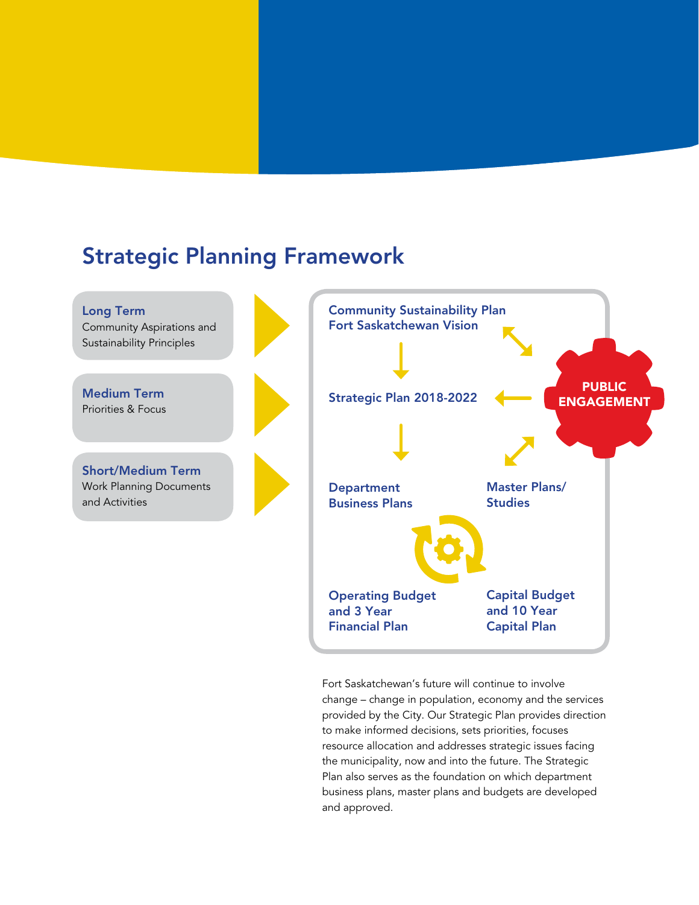# Strategic Planning Framework

**Long Term**
Community Aspirations and Sustainability Principles

**Medium Term**
Priorities & Focus

**Short/Medium Term**
Work Planning Documents and Activities

**Community Sustainability Plan**
**Fort Saskatchewan Vision**

**Strategic Plan 2018-2022**

**PUBLIC ENGAGEMENT**

**Department Business Plans**

**Master Plans/ Studies**

**Operating Budget and 3 Year Financial Plan**

**Capital Budget and 10 Year Capital Plan**

Fort Saskatchewan's future will continue to involve change – change in population, economy and the services provided by the City. Our Strategic Plan provides direction to make informed decisions, sets priorities, focuses resource allocation and addresses strategic issues facing the municipality, now and into the future. The Strategic Plan also serves as the foundation on which department business plans, master plans and budgets are developed and approved.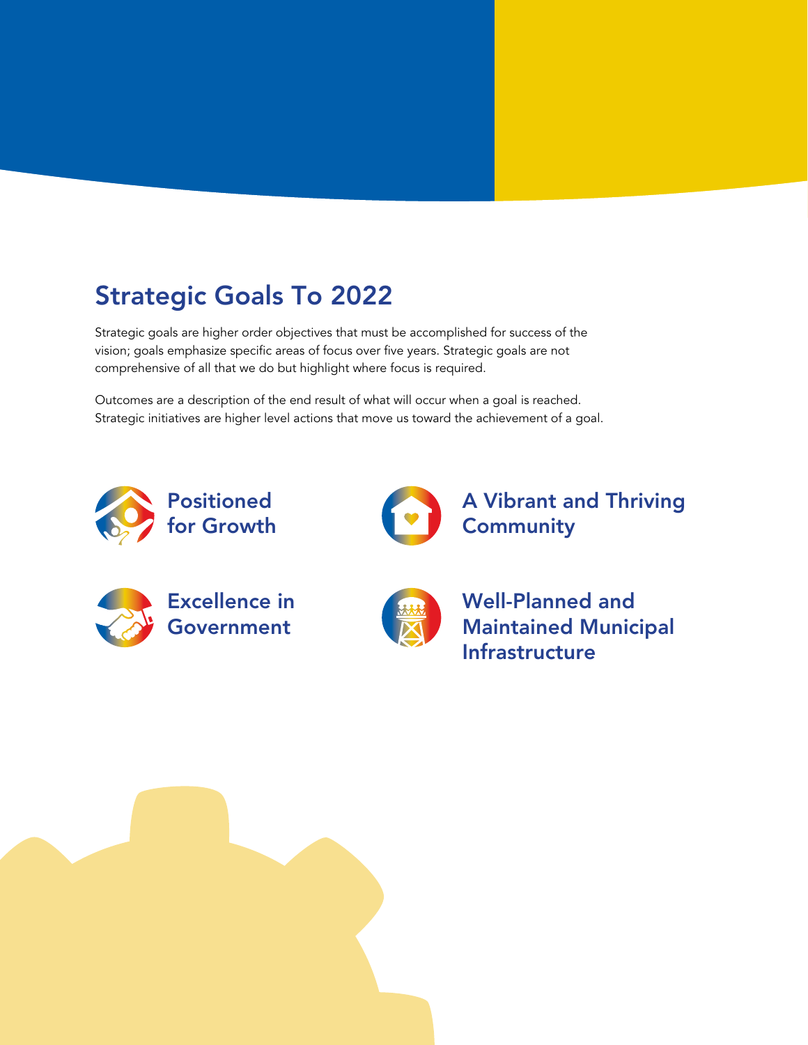## Strategic Goals To 2022

Strategic goals are higher order objectives that must be accomplished for success of the vision; goals emphasize specific areas of focus over five years. Strategic goals are not comprehensive of all that we do but highlight where focus is required.

Outcomes are a description of the end result of what will occur when a goal is reached. Strategic initiatives are higher level actions that move us toward the achievement of a goal.

### Positioned for Growth

### A Vibrant and Thriving Community

### Excellence in Government

### Well-Planned and Maintained Municipal Infrastructure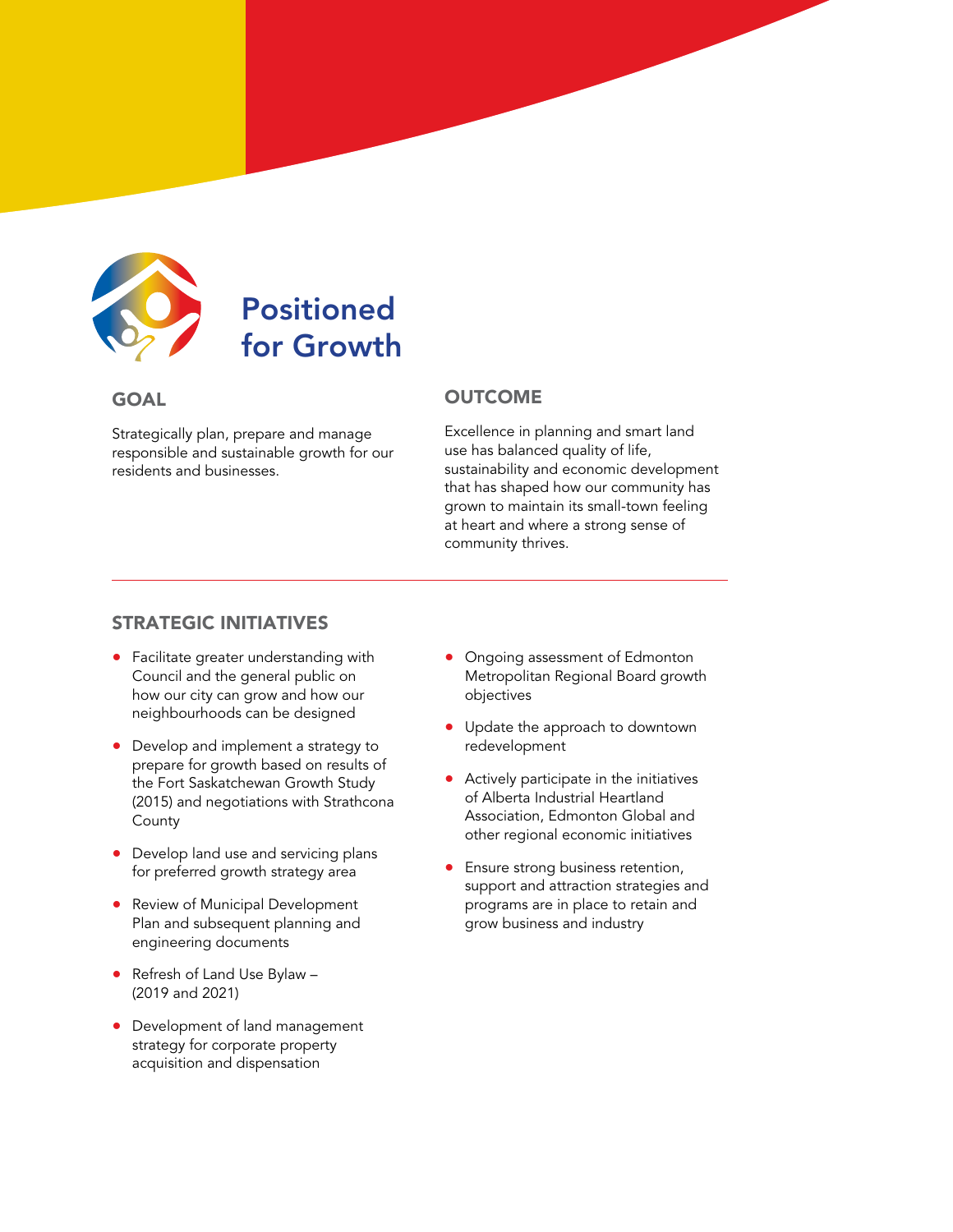# Positioned for Growth

## GOAL

Strategically plan, prepare and manage responsible and sustainable growth for our residents and businesses.

## OUTCOME

Excellence in planning and smart land use has balanced quality of life, sustainability and economic development that has shaped how our community has grown to maintain its small-town feeling at heart and where a strong sense of community thrives.

---

## STRATEGIC INITIATIVES

- Facilitate greater understanding with Council and the general public on how our city can grow and how our neighbourhoods can be designed
- Develop and implement a strategy to prepare for growth based on results of the Fort Saskatchewan Growth Study (2015) and negotiations with Strathcona County
- Develop land use and servicing plans for preferred growth strategy area
- Review of Municipal Development Plan and subsequent planning and engineering documents
- Refresh of Land Use Bylaw – (2019 and 2021)
- Development of land management strategy for corporate property acquisition and dispensation
- Ongoing assessment of Edmonton Metropolitan Regional Board growth objectives
- Update the approach to downtown redevelopment
- Actively participate in the initiatives of Alberta Industrial Heartland Association, Edmonton Global and other regional economic initiatives
- Ensure strong business retention, support and attraction strategies and programs are in place to retain and grow business and industry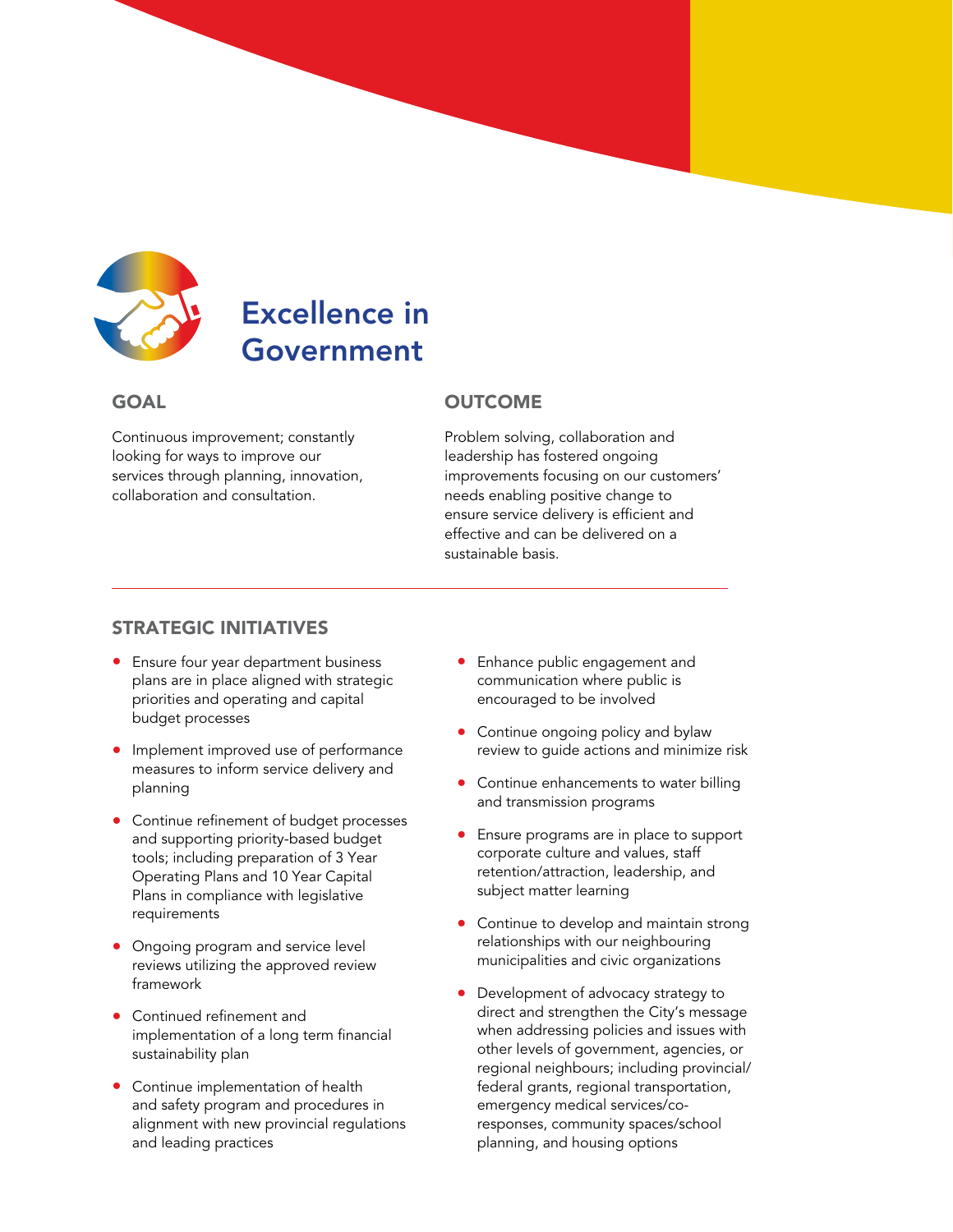# Excellence in Government

## GOAL

Continuous improvement; constantly looking for ways to improve our services through planning, innovation, collaboration and consultation.

## OUTCOME

Problem solving, collaboration and leadership has fostered ongoing improvements focusing on our customers' needs enabling positive change to ensure service delivery is efficient and effective and can be delivered on a sustainable basis.

## STRATEGIC INITIATIVES

- Ensure four year department business plans are in place aligned with strategic priorities and operating and capital budget processes
- Implement improved use of performance measures to inform service delivery and planning
- Continue refinement of budget processes and supporting priority-based budget tools; including preparation of 3 Year Operating Plans and 10 Year Capital Plans in compliance with legislative requirements
- Ongoing program and service level reviews utilizing the approved review framework
- Continued refinement and implementation of a long term financial sustainability plan
- Continue implementation of health and safety program and procedures in alignment with new provincial regulations and leading practices
- Enhance public engagement and communication where public is encouraged to be involved
- Continue ongoing policy and bylaw review to guide actions and minimize risk
- Continue enhancements to water billing and transmission programs
- Ensure programs are in place to support corporate culture and values, staff retention/attraction, leadership, and subject matter learning
- Continue to develop and maintain strong relationships with our neighbouring municipalities and civic organizations
- Development of advocacy strategy to direct and strengthen the City's message when addressing policies and issues with other levels of government, agencies, or regional neighbours; including provincial/federal grants, regional transportation, emergency medical services/co-responses, community spaces/school planning, and housing options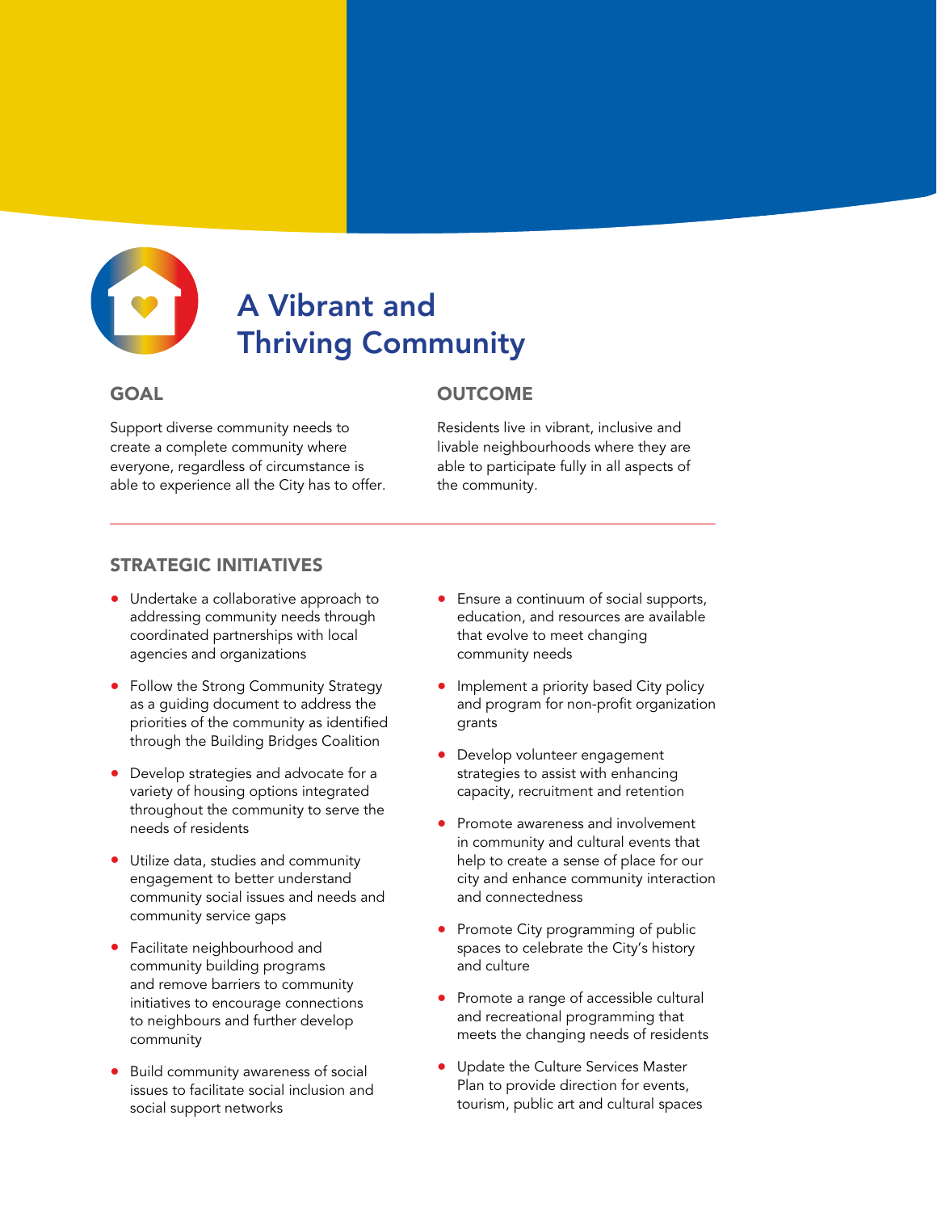# A Vibrant and Thriving Community

## GOAL

Support diverse community needs to create a complete community where everyone, regardless of circumstance is able to experience all the City has to offer.

## OUTCOME

Residents live in vibrant, inclusive and livable neighbourhoods where they are able to participate fully in all aspects of the community.

## STRATEGIC INITIATIVES

- Undertake a collaborative approach to addressing community needs through coordinated partnerships with local agencies and organizations
- Follow the Strong Community Strategy as a guiding document to address the priorities of the community as identified through the Building Bridges Coalition
- Develop strategies and advocate for a variety of housing options integrated throughout the community to serve the needs of residents
- Utilize data, studies and community engagement to better understand community social issues and needs and community service gaps
- Facilitate neighbourhood and community building programs and remove barriers to community initiatives to encourage connections to neighbours and further develop community
- Build community awareness of social issues to facilitate social inclusion and social support networks
- Ensure a continuum of social supports, education, and resources are available that evolve to meet changing community needs
- Implement a priority based City policy and program for non-profit organization grants
- Develop volunteer engagement strategies to assist with enhancing capacity, recruitment and retention
- Promote awareness and involvement in community and cultural events that help to create a sense of place for our city and enhance community interaction and connectedness
- Promote City programming of public spaces to celebrate the City's history and culture
- Promote a range of accessible cultural and recreational programming that meets the changing needs of residents
- Update the Culture Services Master Plan to provide direction for events, tourism, public art and cultural spaces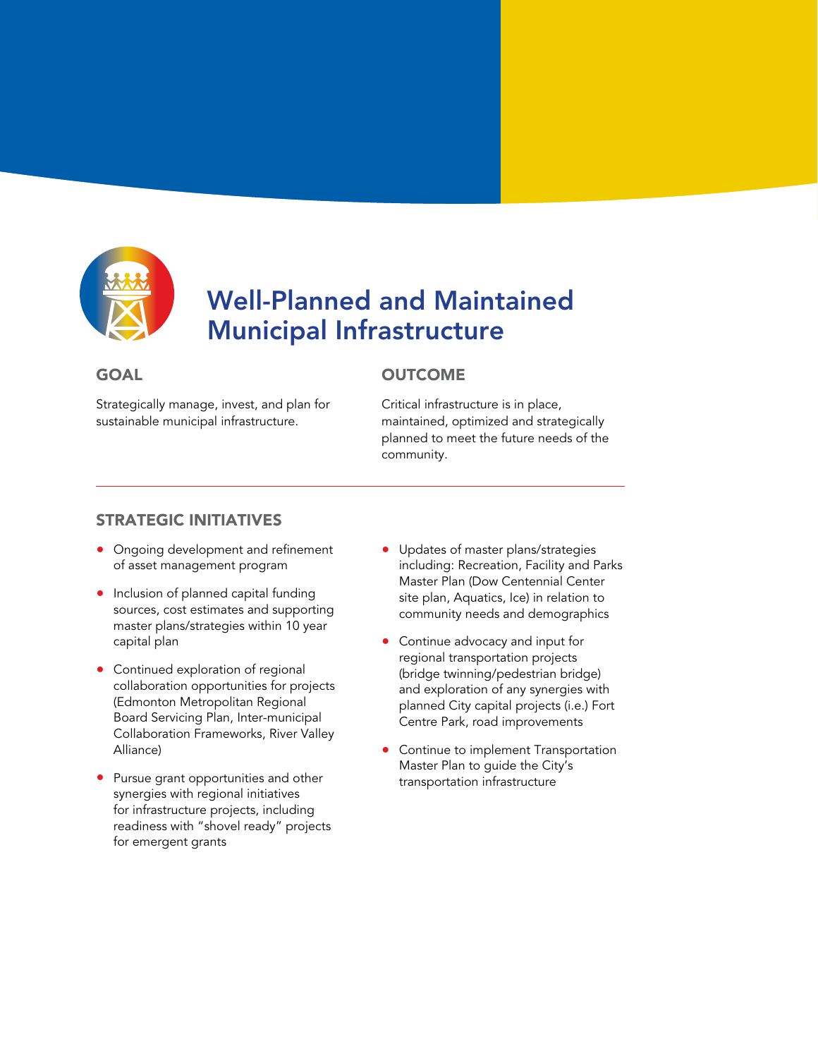# Well-Planned and Maintained Municipal Infrastructure

## GOAL

Strategically manage, invest, and plan for sustainable municipal infrastructure.

## OUTCOME

Critical infrastructure is in place, maintained, optimized and strategically planned to meet the future needs of the community.

---

## STRATEGIC INITIATIVES

- Ongoing development and refinement of asset management program
- Inclusion of planned capital funding sources, cost estimates and supporting master plans/strategies within 10 year capital plan
- Continued exploration of regional collaboration opportunities for projects (Edmonton Metropolitan Regional Board Servicing Plan, Inter-municipal Collaboration Frameworks, River Valley Alliance)
- Pursue grant opportunities and other synergies with regional initiatives for infrastructure projects, including readiness with "shovel ready" projects for emergent grants
- Updates of master plans/strategies including: Recreation, Facility and Parks Master Plan (Dow Centennial Center site plan, Aquatics, Ice) in relation to community needs and demographics
- Continue advocacy and input for regional transportation projects (bridge twinning/pedestrian bridge) and exploration of any synergies with planned City capital projects (i.e.) Fort Centre Park, road improvements
- Continue to implement Transportation Master Plan to guide the City's transportation infrastructure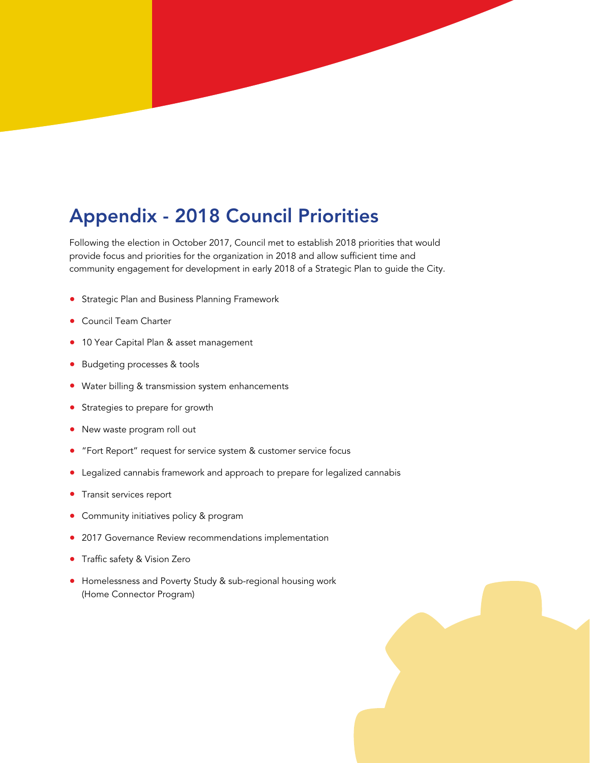# Appendix - 2018 Council Priorities

Following the election in October 2017, Council met to establish 2018 priorities that would provide focus and priorities for the organization in 2018 and allow sufficient time and community engagement for development in early 2018 of a Strategic Plan to guide the City.

- Strategic Plan and Business Planning Framework
- Council Team Charter
- 10 Year Capital Plan & asset management
- Budgeting processes & tools
- Water billing & transmission system enhancements
- Strategies to prepare for growth
- New waste program roll out
- "Fort Report" request for service system & customer service focus
- Legalized cannabis framework and approach to prepare for legalized cannabis
- Transit services report
- Community initiatives policy & program
- 2017 Governance Review recommendations implementation
- Traffic safety & Vision Zero
- Homelessness and Poverty Study & sub-regional housing work (Home Connector Program)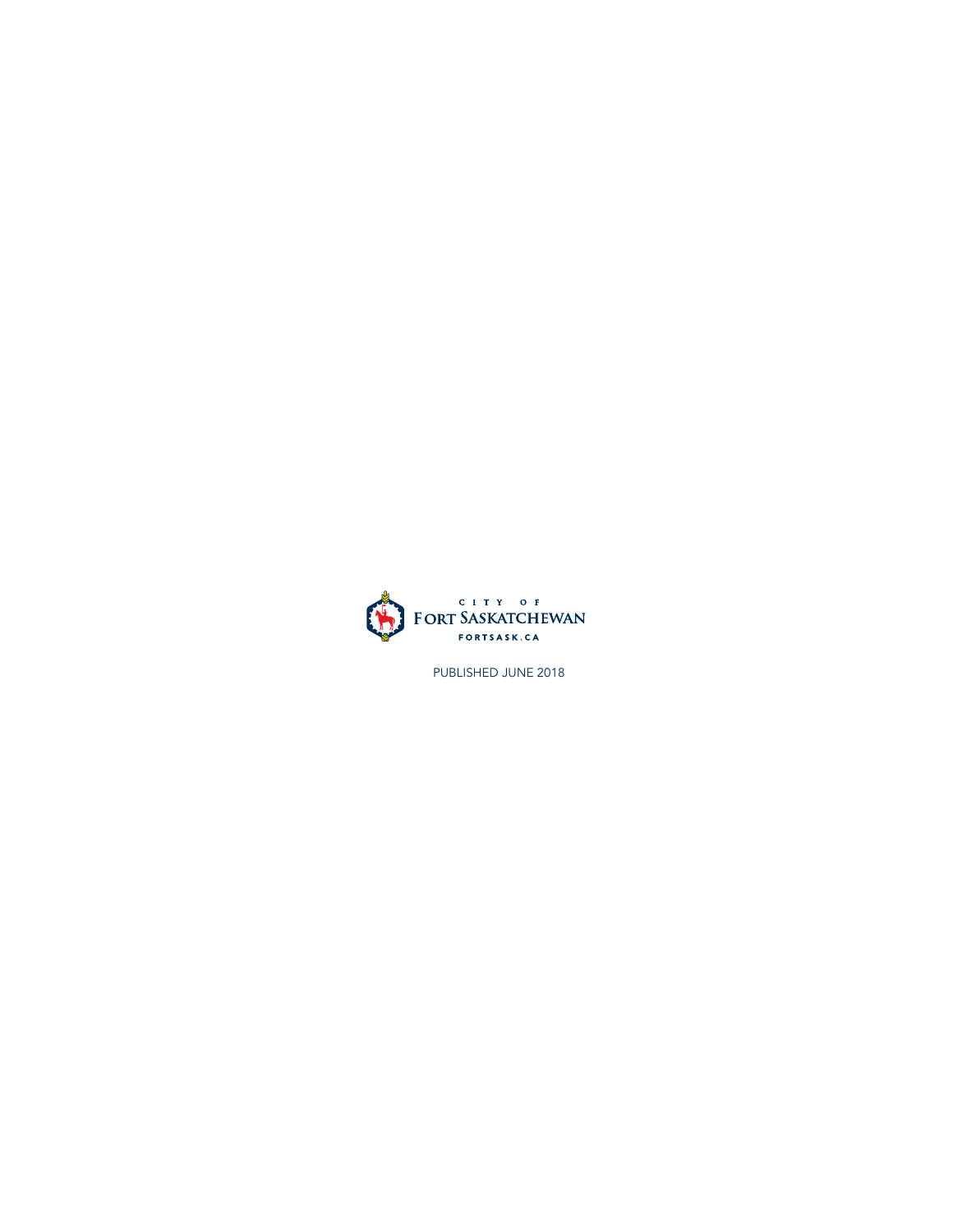CITY OF
FORT SASKATCHEWAN
FORTSASK.CA

PUBLISHED JUNE 2018